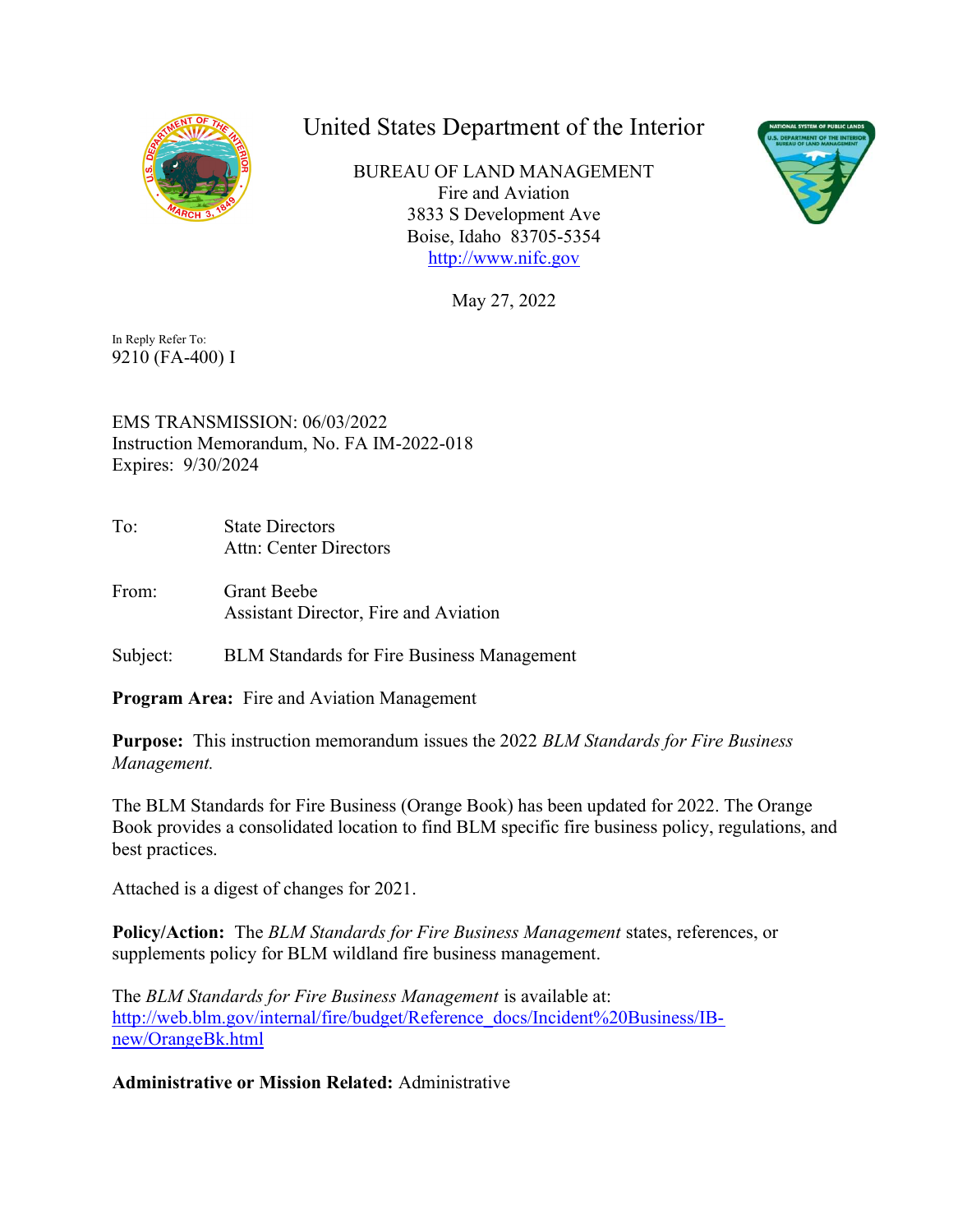# United States Department of the Interior

BUREAU OF LAND MANAGEMENT
Fire and Aviation
3833 S Development Ave
Boise, Idaho 83705-5354
http://www.nifc.gov

May 27, 2022

In Reply Refer To:
9210 (FA-400) I

EMS TRANSMISSION: 06/03/2022
Instruction Memorandum, No. FA IM-2022-018
Expires: 9/30/2024

To: State Directors
Attn: Center Directors

From: Grant Beebe
Assistant Director, Fire and Aviation

Subject: BLM Standards for Fire Business Management

**Program Area:** Fire and Aviation Management

**Purpose:** This instruction memorandum issues the 2022 *BLM Standards for Fire Business Management.*

The BLM Standards for Fire Business (Orange Book) has been updated for 2022. The Orange Book provides a consolidated location to find BLM specific fire business policy, regulations, and best practices.

Attached is a digest of changes for 2021.

**Policy/Action:** The *BLM Standards for Fire Business Management* states, references, or supplements policy for BLM wildland fire business management.

The *BLM Standards for Fire Business Management* is available at:
http://web.blm.gov/internal/fire/budget/Reference_docs/Incident%20Business/IB-new/OrangeBk.html

**Administrative or Mission Related:** Administrative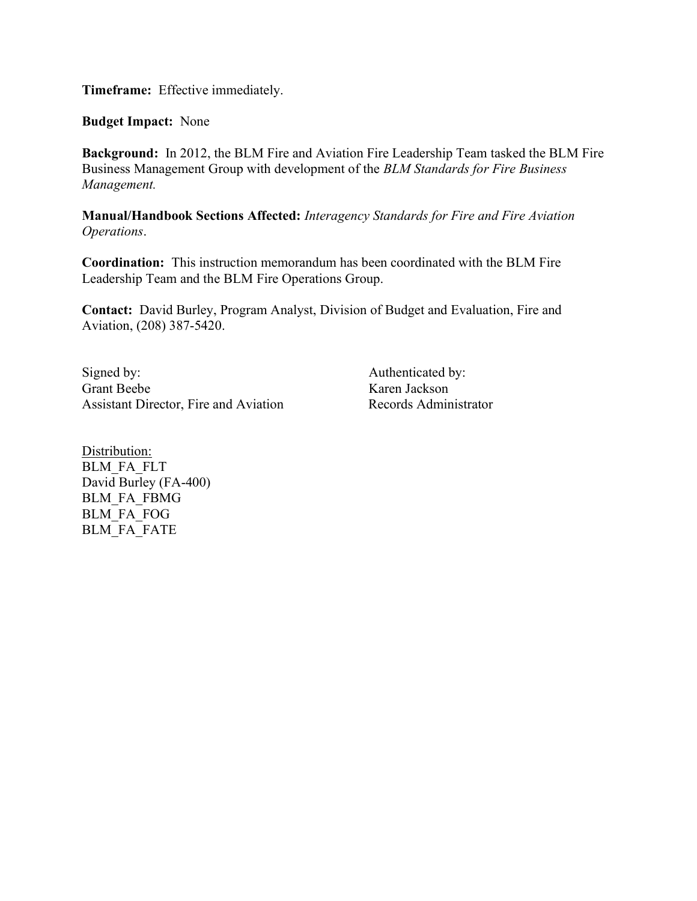**Timeframe:** Effective immediately.

**Budget Impact:** None

**Background:** In 2012, the BLM Fire and Aviation Fire Leadership Team tasked the BLM Fire Business Management Group with development of the *BLM Standards for Fire Business Management.*

**Manual/Handbook Sections Affected:** *Interagency Standards for Fire and Fire Aviation Operations*.

**Coordination:** This instruction memorandum has been coordinated with the BLM Fire Leadership Team and the BLM Fire Operations Group.

**Contact:** David Burley, Program Analyst, Division of Budget and Evaluation, Fire and Aviation, (208) 387-5420.

Signed by:
Grant Beebe
Assistant Director, Fire and Aviation

Authenticated by:
Karen Jackson
Records Administrator

Distribution:
BLM_FA_FLT
David Burley (FA-400)
BLM_FA_FBMG
BLM_FA_FOG
BLM_FA_FATE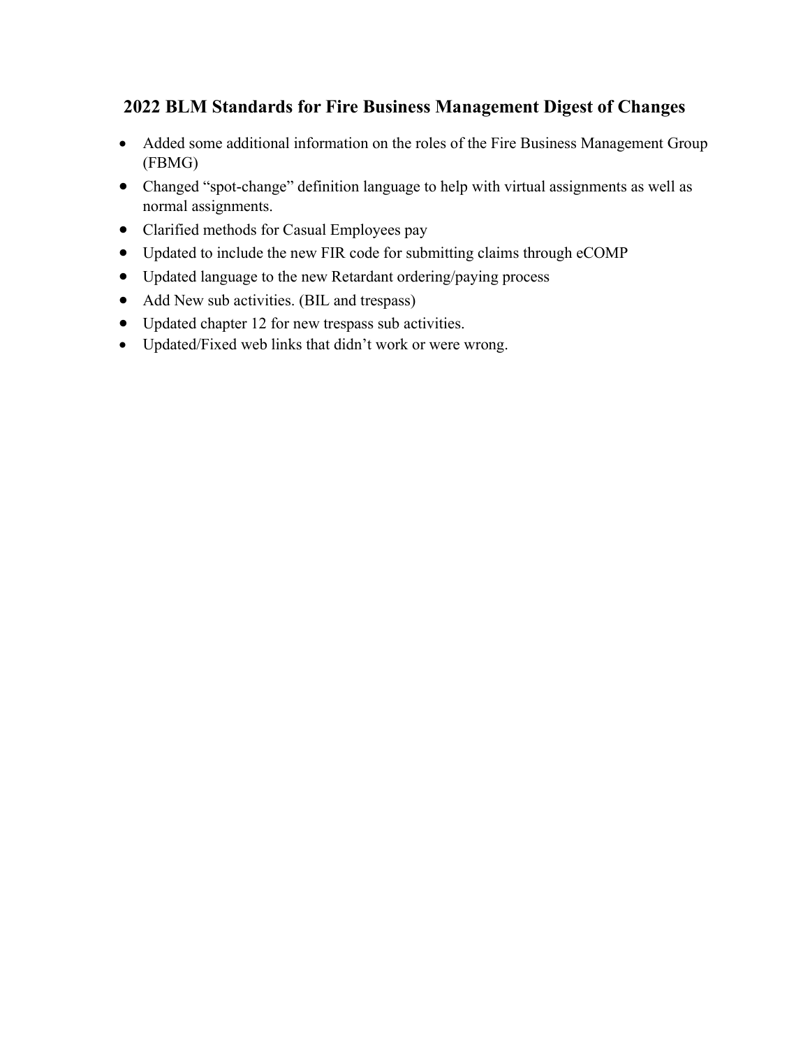## 2022 BLM Standards for Fire Business Management Digest of Changes

- Added some additional information on the roles of the Fire Business Management Group (FBMG)
- Changed "spot-change" definition language to help with virtual assignments as well as normal assignments.
- Clarified methods for Casual Employees pay
- Updated to include the new FIR code for submitting claims through eCOMP
- Updated language to the new Retardant ordering/paying process
- Add New sub activities. (BIL and trespass)
- Updated chapter 12 for new trespass sub activities.
- Updated/Fixed web links that didn't work or were wrong.